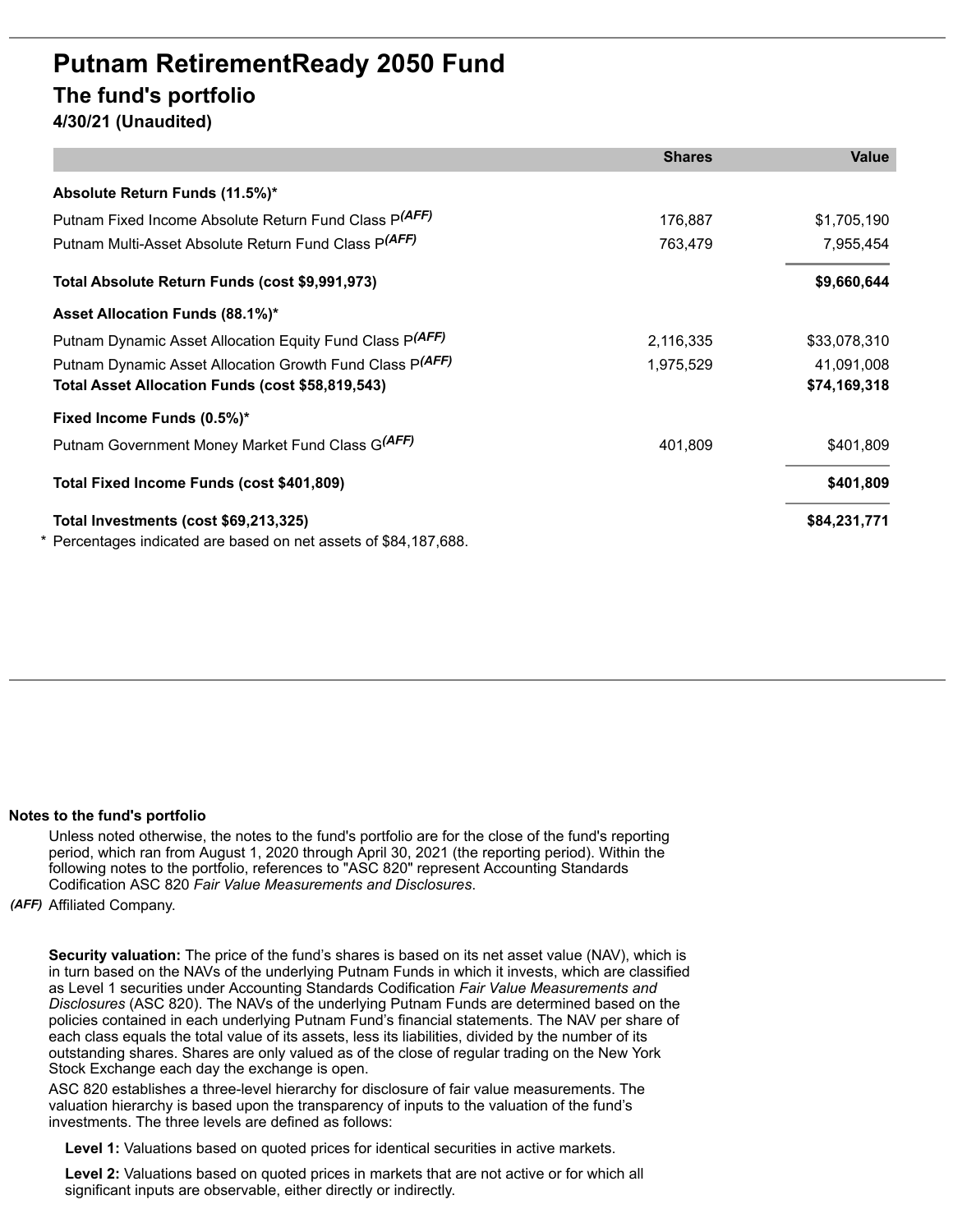# Putnam RetirementReady 2050 Fund

## The fund's portfolio

**4/30/21 (Unaudited)**

| | Shares | Value |
|---|---|---|
| **Absolute Return Funds (11.5%)*** | | |
| Putnam Fixed Income Absolute Return Fund Class P*(AFF)* | 176,887 | $1,705,190 |
| Putnam Multi-Asset Absolute Return Fund Class P*(AFF)* | 763,479 | 7,955,454 |
| **Total Absolute Return Funds (cost $9,991,973)** | | **$9,660,644** |
| **Asset Allocation Funds (88.1%)*** | | |
| Putnam Dynamic Asset Allocation Equity Fund Class P*(AFF)* | 2,116,335 | $33,078,310 |
| Putnam Dynamic Asset Allocation Growth Fund Class P*(AFF)* | 1,975,529 | 41,091,008 |
| **Total Asset Allocation Funds (cost $58,819,543)** | | **$74,169,318** |
| **Fixed Income Funds (0.5%)*** | | |
| Putnam Government Money Market Fund Class G*(AFF)* | 401,809 | $401,809 |
| **Total Fixed Income Funds (cost $401,809)** | | **$401,809** |
| **Total Investments (cost $69,213,325)** | | **$84,231,771** |

\* Percentages indicated are based on net assets of $84,187,688.

**Notes to the fund's portfolio**

Unless noted otherwise, the notes to the fund's portfolio are for the close of the fund's reporting period, which ran from August 1, 2020 through April 30, 2021 (the reporting period). Within the following notes to the portfolio, references to "ASC 820" represent Accounting Standards Codification ASC 820 *Fair Value Measurements and Disclosures*.

*(AFF)* Affiliated Company.

**Security valuation:** The price of the fund's shares is based on its net asset value (NAV), which is in turn based on the NAVs of the underlying Putnam Funds in which it invests, which are classified as Level 1 securities under Accounting Standards Codification *Fair Value Measurements and Disclosures* (ASC 820). The NAVs of the underlying Putnam Funds are determined based on the policies contained in each underlying Putnam Fund's financial statements. The NAV per share of each class equals the total value of its assets, less its liabilities, divided by the number of its outstanding shares. Shares are only valued as of the close of regular trading on the New York Stock Exchange each day the exchange is open.

ASC 820 establishes a three-level hierarchy for disclosure of fair value measurements. The valuation hierarchy is based upon the transparency of inputs to the valuation of the fund's investments. The three levels are defined as follows:

**Level 1:** Valuations based on quoted prices for identical securities in active markets.

**Level 2:** Valuations based on quoted prices in markets that are not active or for which all significant inputs are observable, either directly or indirectly.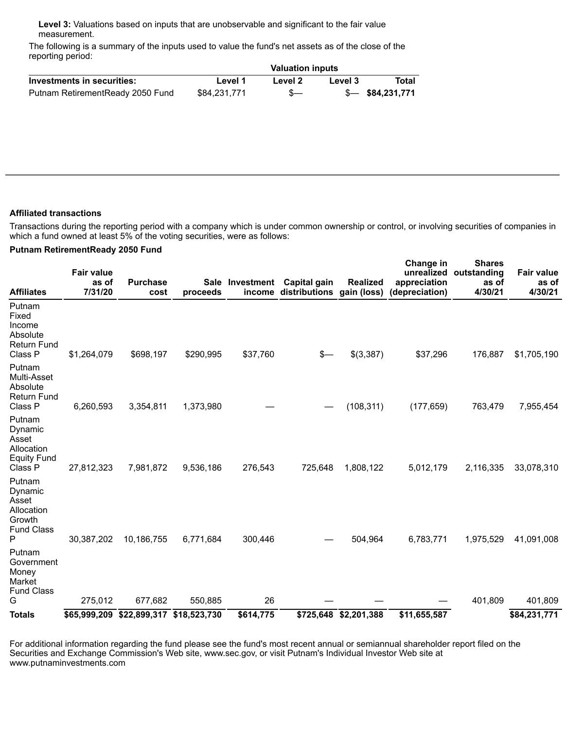**Level 3:** Valuations based on inputs that are unobservable and significant to the fair value measurement.

The following is a summary of the inputs used to value the fund's net assets as of the close of the reporting period:

| | Valuation inputs | | | |
|---|---|---|---|---|
| **Investments in securities:** | **Level 1** | **Level 2** | **Level 3** | **Total** |
| Putnam RetirementReady 2050 Fund | $84,231,771 | $— | $— | **$84,231,771** |

**Affiliated transactions**

Transactions during the reporting period with a company which is under common ownership or control, or involving securities of companies in which a fund owned at least 5% of the voting securities, were as follows:

**Putnam RetirementReady 2050 Fund**

| Affiliates | Fair value as of 7/31/20 | Purchase cost | Sale proceeds | Investment income | Capital gain distributions | Realized gain (loss) | Change in unrealized appreciation (depreciation) | Shares outstanding as of 4/30/21 | Fair value as of 4/30/21 |
|---|---|---|---|---|---|---|---|---|---|
| Putnam Fixed Income Absolute Return Fund Class P | $1,264,079 | $698,197 | $290,995 | $37,760 | $— | $(3,387) | $37,296 | 176,887 | $1,705,190 |
| Putnam Multi-Asset Absolute Return Fund Class P | 6,260,593 | 3,354,811 | 1,373,980 | — | — | (108,311) | (177,659) | 763,479 | 7,955,454 |
| Putnam Dynamic Asset Allocation Equity Fund Class P | 27,812,323 | 7,981,872 | 9,536,186 | 276,543 | 725,648 | 1,808,122 | 5,012,179 | 2,116,335 | 33,078,310 |
| Putnam Dynamic Asset Allocation Growth Fund Class P | 30,387,202 | 10,186,755 | 6,771,684 | 300,446 | — | 504,964 | 6,783,771 | 1,975,529 | 41,091,008 |
| Putnam Government Money Market Fund Class G | 275,012 | 677,682 | 550,885 | 26 | — | — | — | 401,809 | 401,809 |
| **Totals** | **$65,999,209** | **$22,899,317** | **$18,523,730** | **$614,775** | **$725,648** | **$2,201,388** | **$11,655,587** | | **$84,231,771** |

For additional information regarding the fund please see the fund's most recent annual or semiannual shareholder report filed on the Securities and Exchange Commission's Web site, www.sec.gov, or visit Putnam's Individual Investor Web site at www.putnaminvestments.com